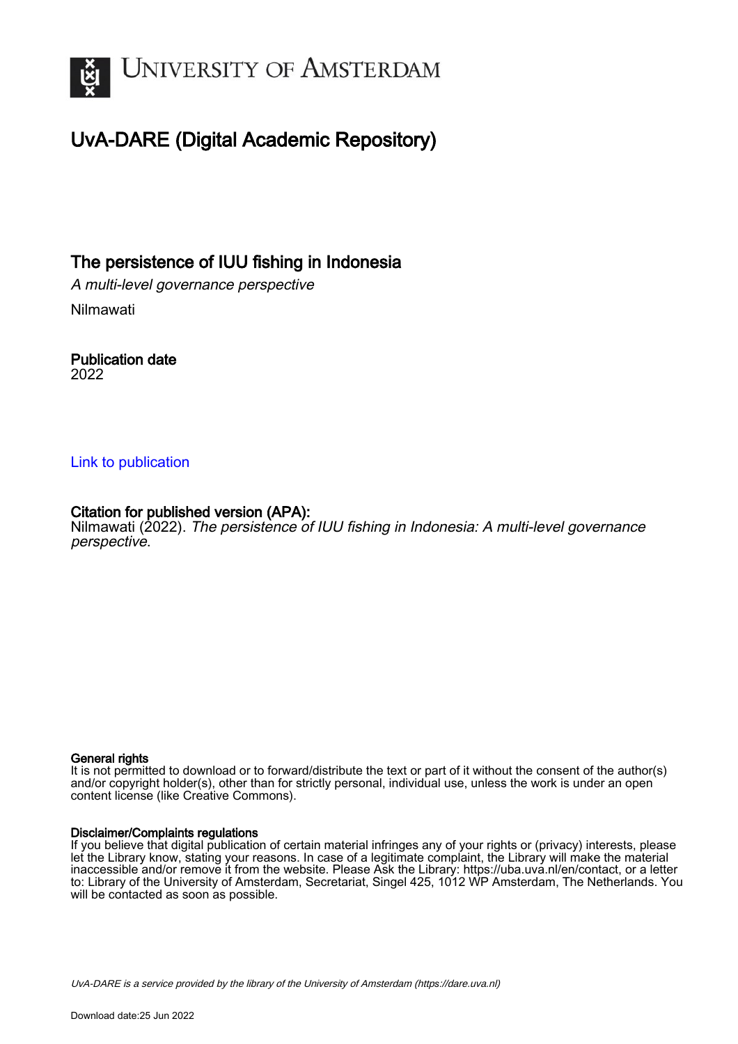# UvA-DARE (Digital Academic Repository)

## The persistence of IUU fishing in Indonesia

*A multi-level governance perspective*

Nilmawati

### Publication date

2022

Link to publication

### Citation for published version (APA):

Nilmawati (2022). *The persistence of IUU fishing in Indonesia: A multi-level governance perspective*.

#### General rights

It is not permitted to download or to forward/distribute the text or part of it without the consent of the author(s) and/or copyright holder(s), other than for strictly personal, individual use, unless the work is under an open content license (like Creative Commons).

#### Disclaimer/Complaints regulations

If you believe that digital publication of certain material infringes any of your rights or (privacy) interests, please let the Library know, stating your reasons. In case of a legitimate complaint, the Library will make the material inaccessible and/or remove it from the website. Please Ask the Library: https://uba.uva.nl/en/contact, or a letter to: Library of the University of Amsterdam, Secretariat, Singel 425, 1012 WP Amsterdam, The Netherlands. You will be contacted as soon as possible.

UvA-DARE is a service provided by the library of the University of Amsterdam (https://dare.uva.nl)

Download date:25 Jun 2022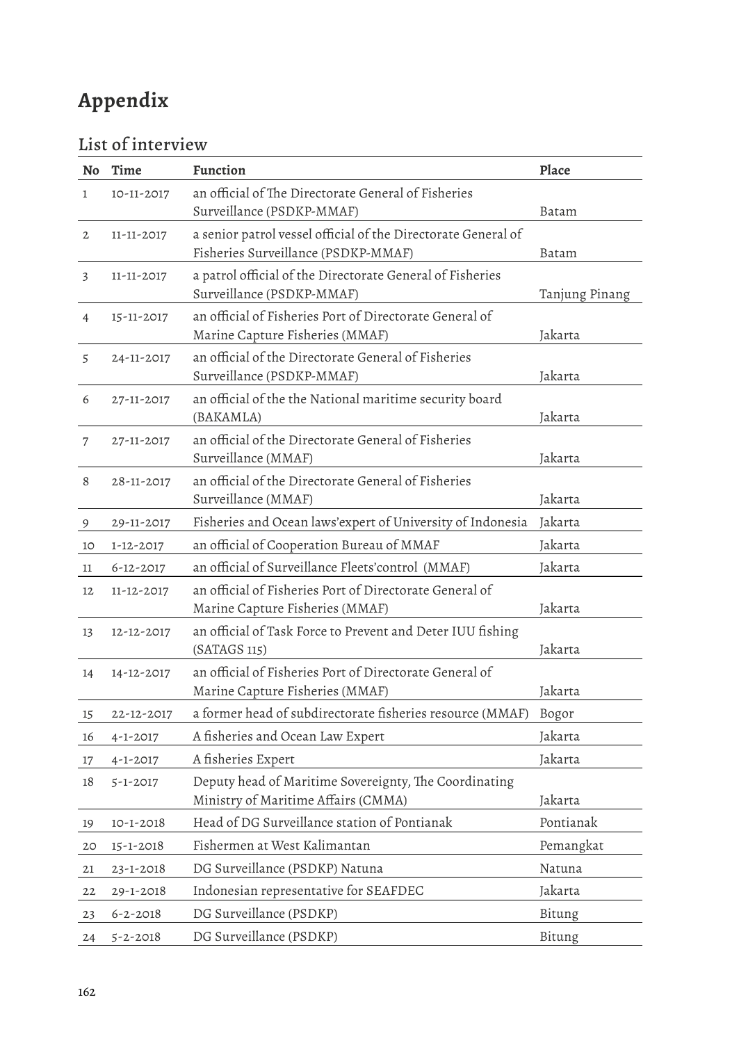# Appendix

## List of interview

| No | Time | Function | Place |
|---|---|---|---|
| 1 | 10-11-2017 | an official of The Directorate General of Fisheries Surveillance (PSDKP-MMAF) | Batam |
| 2 | 11-11-2017 | a senior patrol vessel official of the Directorate General of Fisheries Surveillance (PSDKP-MMAF) | Batam |
| 3 | 11-11-2017 | a patrol official of the Directorate General of Fisheries Surveillance (PSDKP-MMAF) | Tanjung Pinang |
| 4 | 15-11-2017 | an official of Fisheries Port of Directorate General of Marine Capture Fisheries (MMAF) | Jakarta |
| 5 | 24-11-2017 | an official of the Directorate General of Fisheries Surveillance (PSDKP-MMAF) | Jakarta |
| 6 | 27-11-2017 | an official of the the National maritime security board (BAKAMLA) | Jakarta |
| 7 | 27-11-2017 | an official of the Directorate General of Fisheries Surveillance (MMAF) | Jakarta |
| 8 | 28-11-2017 | an official of the Directorate General of Fisheries Surveillance (MMAF) | Jakarta |
| 9 | 29-11-2017 | Fisheries and Ocean laws'expert of University of Indonesia | Jakarta |
| 10 | 1-12-2017 | an official of Cooperation Bureau of MMAF | Jakarta |
| 11 | 6-12-2017 | an official of Surveillance Fleets'control (MMAF) | Jakarta |
| 12 | 11-12-2017 | an official of Fisheries Port of Directorate General of Marine Capture Fisheries (MMAF) | Jakarta |
| 13 | 12-12-2017 | an official of Task Force to Prevent and Deter IUU fishing (SATAGS 115) | Jakarta |
| 14 | 14-12-2017 | an official of Fisheries Port of Directorate General of Marine Capture Fisheries (MMAF) | Jakarta |
| 15 | 22-12-2017 | a former head of subdirectorate fisheries resource (MMAF) | Bogor |
| 16 | 4-1-2017 | A fisheries and Ocean Law Expert | Jakarta |
| 17 | 4-1-2017 | A fisheries Expert | Jakarta |
| 18 | 5-1-2017 | Deputy head of Maritime Sovereignty, The Coordinating Ministry of Maritime Affairs (CMMA) | Jakarta |
| 19 | 10-1-2018 | Head of DG Surveillance station of Pontianak | Pontianak |
| 20 | 15-1-2018 | Fishermen at West Kalimantan | Pemangkat |
| 21 | 23-1-2018 | DG Surveillance (PSDKP) Natuna | Natuna |
| 22 | 29-1-2018 | Indonesian representative for SEAFDEC | Jakarta |
| 23 | 6-2-2018 | DG Surveillance (PSDKP) | Bitung |
| 24 | 5-2-2018 | DG Surveillance (PSDKP) | Bitung |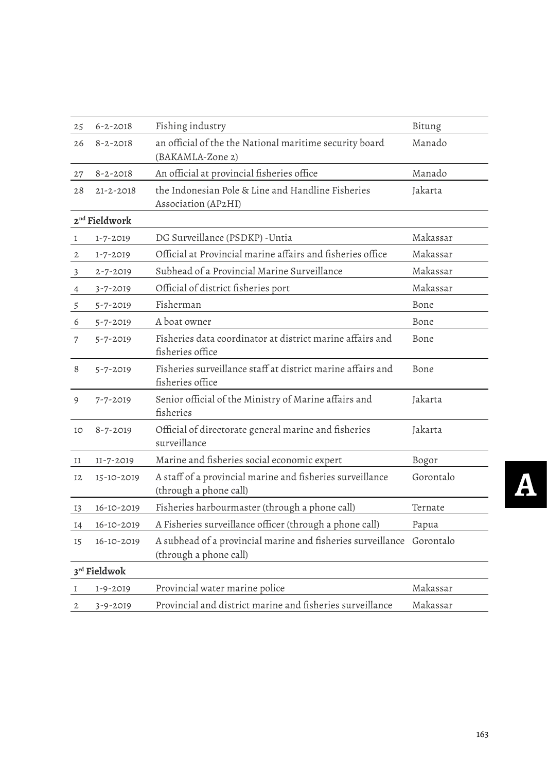| | | | |
|---|---|---|---|
| 25 | 6-2-2018 | Fishing industry | Bitung |
| 26 | 8-2-2018 | an official of the the National maritime security board (BAKAMLA-Zone 2) | Manado |
| 27 | 8-2-2018 | An official at provincial fisheries office | Manado |
| 28 | 21-2-2018 | the Indonesian Pole & Line and Handline Fisheries Association (AP2HI) | Jakarta |
| **2nd Fieldwork** | | | |
| 1 | 1-7-2019 | DG Surveillance (PSDKP) -Untia | Makassar |
| 2 | 1-7-2019 | Official at Provincial marine affairs and fisheries office | Makassar |
| 3 | 2-7-2019 | Subhead of a Provincial Marine Surveillance | Makassar |
| 4 | 3-7-2019 | Official of district fisheries port | Makassar |
| 5 | 5-7-2019 | Fisherman | Bone |
| 6 | 5-7-2019 | A boat owner | Bone |
| 7 | 5-7-2019 | Fisheries data coordinator at district marine affairs and fisheries office | Bone |
| 8 | 5-7-2019 | Fisheries surveillance staff at district marine affairs and fisheries office | Bone |
| 9 | 7-7-2019 | Senior official of the Ministry of Marine affairs and fisheries | Jakarta |
| 10 | 8-7-2019 | Official of directorate general marine and fisheries surveillance | Jakarta |
| 11 | 11-7-2019 | Marine and fisheries social economic expert | Bogor |
| 12 | 15-10-2019 | A staff of a provincial marine and fisheries surveillance (through a phone call) | Gorontalo |
| 13 | 16-10-2019 | Fisheries harbourmaster (through a phone call) | Ternate |
| 14 | 16-10-2019 | A Fisheries surveillance officer (through a phone call) | Papua |
| 15 | 16-10-2019 | A subhead of a provincial marine and fisheries surveillance (through a phone call) | Gorontalo |
| **3rd Fieldwok** | | | |
| 1 | 1-9-2019 | Provincial water marine police | Makassar |
| 2 | 3-9-2019 | Provincial and district marine and fisheries surveillance | Makassar |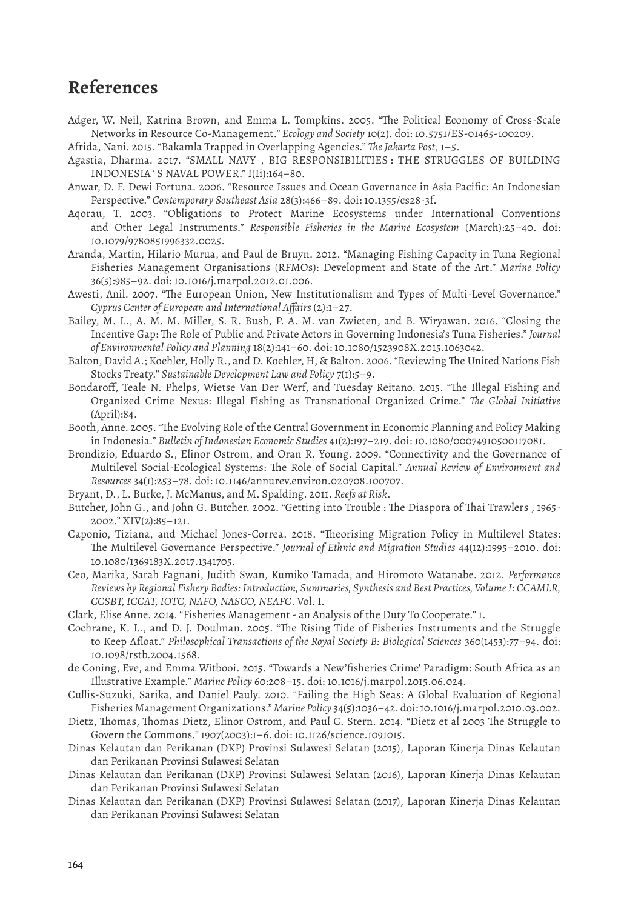## References

Adger, W. Neil, Katrina Brown, and Emma L. Tompkins. 2005. "The Political Economy of Cross-Scale Networks in Resource Co-Management." *Ecology and Society* 10(2). doi: 10.5751/ES-01465-100209.

Afrida, Nani. 2015. "Bakamla Trapped in Overlapping Agencies." *The Jakarta Post*, 1–5.

Agastia, Dharma. 2017. "SMALL NAVY , BIG RESPONSIBILITIES : THE STRUGGLES OF BUILDING INDONESIA ' S NAVAL POWER." I(Ii):164–80.

Anwar, D. F. Dewi Fortuna. 2006. "Resource Issues and Ocean Governance in Asia Pacific: An Indonesian Perspective." *Contemporary Southeast Asia* 28(3):466–89. doi: 10.1355/cs28-3f.

Aqorau, T. 2003. "Obligations to Protect Marine Ecosystems under International Conventions and Other Legal Instruments." *Responsible Fisheries in the Marine Ecosystem* (March):25–40. doi: 10.1079/9780851996332.0025.

Aranda, Martin, Hilario Murua, and Paul de Bruyn. 2012. "Managing Fishing Capacity in Tuna Regional Fisheries Management Organisations (RFMOs): Development and State of the Art." *Marine Policy* 36(5):985–92. doi: 10.1016/j.marpol.2012.01.006.

Awesti, Anil. 2007. "The European Union, New Institutionalism and Types of Multi-Level Governance." *Cyprus Center of European and International Affairs* (2):1–27.

Bailey, M. L., A. M. M. Miller, S. R. Bush, P. A. M. van Zwieten, and B. Wiryawan. 2016. "Closing the Incentive Gap: The Role of Public and Private Actors in Governing Indonesia's Tuna Fisheries." *Journal of Environmental Policy and Planning* 18(2):141–60. doi: 10.1080/1523908X.2015.1063042.

Balton, David A.; Koehler, Holly R., and D. Koehler, H, & Balton. 2006. "Reviewing The United Nations Fish Stocks Treaty." *Sustainable Development Law and Policy* 7(1):5–9.

Bondaroff, Teale N. Phelps, Wietse Van Der Werf, and Tuesday Reitano. 2015. "The Illegal Fishing and Organized Crime Nexus: Illegal Fishing as Transnational Organized Crime." *The Global Initiative* (April):84.

Booth, Anne. 2005. "The Evolving Role of the Central Government in Economic Planning and Policy Making in Indonesia." *Bulletin of Indonesian Economic Studies* 41(2):197–219. doi: 10.1080/00074910500117081.

Brondizio, Eduardo S., Elinor Ostrom, and Oran R. Young. 2009. "Connectivity and the Governance of Multilevel Social-Ecological Systems: The Role of Social Capital." *Annual Review of Environment and Resources* 34(1):253–78. doi: 10.1146/annurev.environ.020708.100707.

Bryant, D., L. Burke, J. McManus, and M. Spalding. 2011. *Reefs at Risk*.

Butcher, John G., and John G. Butcher. 2002. "Getting into Trouble : The Diaspora of Thai Trawlers , 1965-2002." XIV(2):85–121.

Caponio, Tiziana, and Michael Jones-Correa. 2018. "Theorising Migration Policy in Multilevel States: The Multilevel Governance Perspective." *Journal of Ethnic and Migration Studies* 44(12):1995–2010. doi: 10.1080/1369183X.2017.1341705.

Ceo, Marika, Sarah Fagnani, Judith Swan, Kumiko Tamada, and Hiromoto Watanabe. 2012. *Performance Reviews by Regional Fishery Bodies: Introduction, Summaries, Synthesis and Best Practices, Volume I: CCAMLR, CCSBT, ICCAT, IOTC, NAFO, NASCO, NEAFC*. Vol. I.

Clark, Elise Anne. 2014. "Fisheries Management - an Analysis of the Duty To Cooperate." 1.

Cochrane, K. L., and D. J. Doulman. 2005. "The Rising Tide of Fisheries Instruments and the Struggle to Keep Afloat." *Philosophical Transactions of the Royal Society B: Biological Sciences* 360(1453):77–94. doi: 10.1098/rstb.2004.1568.

de Coning, Eve, and Emma Witbooi. 2015. "Towards a New'fisheries Crime' Paradigm: South Africa as an Illustrative Example." *Marine Policy* 60:208–15. doi: 10.1016/j.marpol.2015.06.024.

Cullis-Suzuki, Sarika, and Daniel Pauly. 2010. "Failing the High Seas: A Global Evaluation of Regional Fisheries Management Organizations." *Marine Policy* 34(5):1036–42. doi: 10.1016/j.marpol.2010.03.002.

Dietz, Thomas, Thomas Dietz, Elinor Ostrom, and Paul C. Stern. 2014. "Dietz et al 2003 The Struggle to Govern the Commons." 1907(2003):1–6. doi: 10.1126/science.1091015.

Dinas Kelautan dan Perikanan (DKP) Provinsi Sulawesi Selatan (2015), Laporan Kinerja Dinas Kelautan dan Perikanan Provinsi Sulawesi Selatan

Dinas Kelautan dan Perikanan (DKP) Provinsi Sulawesi Selatan (2016), Laporan Kinerja Dinas Kelautan dan Perikanan Provinsi Sulawesi Selatan

Dinas Kelautan dan Perikanan (DKP) Provinsi Sulawesi Selatan (2017), Laporan Kinerja Dinas Kelautan dan Perikanan Provinsi Sulawesi Selatan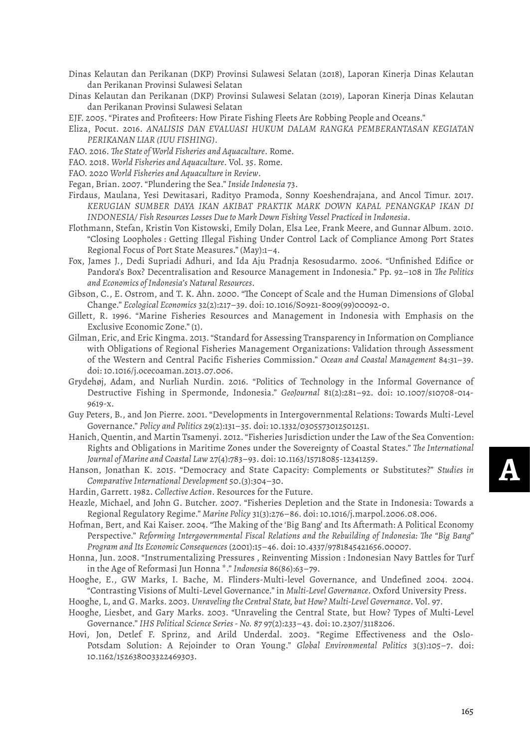Dinas Kelautan dan Perikanan (DKP) Provinsi Sulawesi Selatan (2018), Laporan Kinerja Dinas Kelautan dan Perikanan Provinsi Sulawesi Selatan

Dinas Kelautan dan Perikanan (DKP) Provinsi Sulawesi Selatan (2019), Laporan Kinerja Dinas Kelautan dan Perikanan Provinsi Sulawesi Selatan

EJF. 2005. "Pirates and Profiteers: How Pirate Fishing Fleets Are Robbing People and Oceans."

Eliza, Pocut. 2016. *ANALISIS DAN EVALUASI HUKUM DALAM RANGKA PEMBERANTASAN KEGIATAN PERIKANAN LIAR (IUU FISHING)*.

FAO. 2016. *The State of World Fisheries and Aquaculture*. Rome.

FAO. 2018. *World Fisheries and Aquaculture*. Vol. 35. Rome.

FAO. 2020 *World Fisheries and Aquaculture in Review*.

Fegan, Brian. 2007. "Plundering the Sea." *Inside Indonesia* 73.

Firdaus, Maulana, Yesi Dewitasari, Radityo Pramoda, Sonny Koeshendrajana, and Ancol Timur. 2017. *KERUGIAN SUMBER DAYA IKAN AKIBAT PRAKTIK MARK DOWN KAPAL PENANGKAP IKAN DI INDONESIA/ Fish Resources Losses Due to Mark Down Fishing Vessel Practiced in Indonesia*.

Flothmann, Stefan, Kristín Von Kistowski, Emily Dolan, Elsa Lee, Frank Meere, and Gunnar Album. 2010. "Closing Loopholes : Getting Illegal Fishing Under Control Lack of Compliance Among Port States Regional Focus of Port State Measures." (May):1–4.

Fox, James J., Dedi Supriadi Adhuri, and Ida Aju Pradnja Resosudarmo. 2006. "Unfinished Edifice or Pandora's Box? Decentralisation and Resource Management in Indonesia." Pp. 92–108 in *The Politics and Economics of Indonesia's Natural Resources*.

Gibson, C., E. Ostrom, and T. K. Ahn. 2000. "The Concept of Scale and the Human Dimensions of Global Change." *Ecological Economics* 32(2):217–39. doi: 10.1016/S0921-8009(99)00092-0.

Gillett, R. 1996. "Marine Fisheries Resources and Management in Indonesia with Emphasis on the Exclusive Economic Zone." (1).

Gilman, Eric, and Eric Kingma. 2013. "Standard for Assessing Transparency in Information on Compliance with Obligations of Regional Fisheries Management Organizations: Validation through Assessment of the Western and Central Pacific Fisheries Commission." *Ocean and Coastal Management* 84:31–39. doi: 10.1016/j.ocecoaman.2013.07.006.

Grydehøj, Adam, and Nurliah Nurdin. 2016. "Politics of Technology in the Informal Governance of Destructive Fishing in Spermonde, Indonesia." *GeoJournal* 81(2):281–92. doi: 10.1007/s10708-014-9619-x.

Guy Peters, B., and Jon Pierre. 2001. "Developments in Intergovernmental Relations: Towards Multi-Level Governance." *Policy and Politics* 29(2):131–35. doi: 10.1332/0305573012501251.

Hanich, Quentin, and Martin Tsamenyi. 2012. "Fisheries Jurisdiction under the Law of the Sea Convention: Rights and Obligations in Maritime Zones under the Sovereignty of Coastal States." *The International Journal of Marine and Coastal Law* 27(4):783–93. doi: 10.1163/15718085-12341259.

Hanson, Jonathan K. 2015. "Democracy and State Capacity: Complements or Substitutes?" *Studies in Comparative International Development* 50.(3):304–30.

Hardin, Garrett. 1982. *Collective Action*. Resources for the Future.

Heazle, Michael, and John G. Butcher. 2007. "Fisheries Depletion and the State in Indonesia: Towards a Regional Regulatory Regime." *Marine Policy* 31(3):276–86. doi: 10.1016/j.marpol.2006.08.006.

Hofman, Bert, and Kai Kaiser. 2004. "The Making of the 'Big Bang' and Its Aftermath: A Political Economy Perspective." *Reforming Intergovernmental Fiscal Relations and the Rebuilding of Indonesia: The "Big Bang" Program and Its Economic Consequences* (2001):15–46. doi: 10.4337/9781845421656.00007.

Honna, Jun. 2008. "Instrumentalizing Pressures , Reinventing Mission : Indonesian Navy Battles for Turf in the Age of Reformasi Jun Honna *." *Indonesia* 86(86):63–79.

Hooghe, E., GW Marks, I. Bache, M. Flinders-Multi-level Governance, and Undefined 2004. 2004. "Contrasting Visions of Multi-Level Governance." in *Multi-Level Governance*. Oxford University Press.

Hooghe, L, and G. Marks. 2003. *Unraveling the Central State, but How? Multi-Level Governance*. Vol. 97.

Hooghe, Liesbet, and Gary Marks. 2003. "Unraveling the Central State, but How? Types of Multi-Level Governance." *IHS Political Science Series - No. 87* 97(2):233–43. doi: 10.2307/3118206.

Hovi, Jon, Detlef F. Sprinz, and Arild Underdal. 2003. "Regime Effectiveness and the Oslo-Potsdam Solution: A Rejoinder to Oran Young." *Global Environmental Politics* 3(3):105–7. doi: 10.1162/152638003322469303.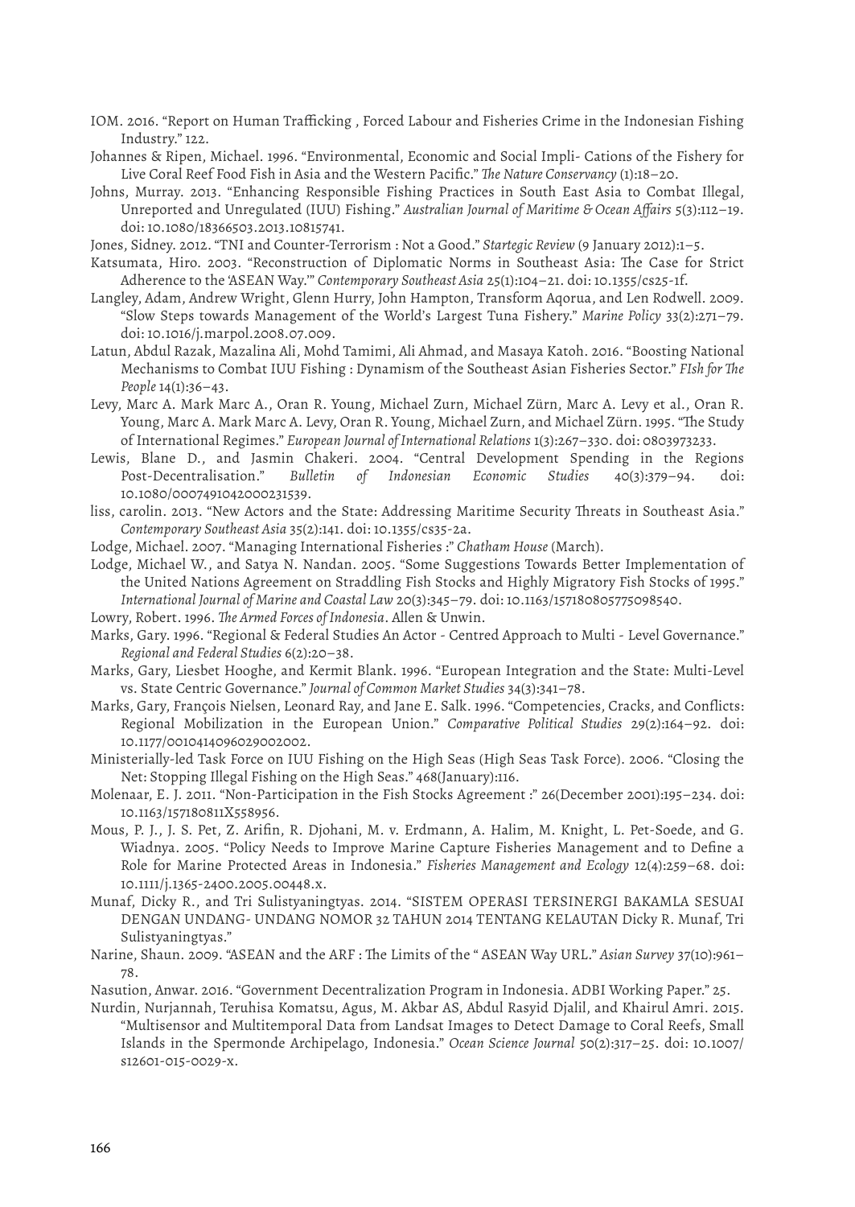IOM. 2016. "Report on Human Trafficking , Forced Labour and Fisheries Crime in the Indonesian Fishing Industry." 122.

Johannes & Ripen, Michael. 1996. "Environmental, Economic and Social Impli- Cations of the Fishery for Live Coral Reef Food Fish in Asia and the Western Pacific." *The Nature Conservancy* (1):18–20.

Johns, Murray. 2013. "Enhancing Responsible Fishing Practices in South East Asia to Combat Illegal, Unreported and Unregulated (IUU) Fishing." *Australian Journal of Maritime & Ocean Affairs* 5(3):112–19. doi: 10.1080/18366503.2013.10815741.

Jones, Sidney. 2012. "TNI and Counter-Terrorism : Not a Good." *Startegic Review* (9 January 2012):1–5.

Katsumata, Hiro. 2003. "Reconstruction of Diplomatic Norms in Southeast Asia: The Case for Strict Adherence to the 'ASEAN Way.'" *Contemporary Southeast Asia* 25(1):104–21. doi: 10.1355/cs25-1f.

Langley, Adam, Andrew Wright, Glenn Hurry, John Hampton, Transform Aqorua, and Len Rodwell. 2009. "Slow Steps towards Management of the World's Largest Tuna Fishery." *Marine Policy* 33(2):271–79. doi: 10.1016/j.marpol.2008.07.009.

Latun, Abdul Razak, Mazalina Ali, Mohd Tamimi, Ali Ahmad, and Masaya Katoh. 2016. "Boosting National Mechanisms to Combat IUU Fishing : Dynamism of the Southeast Asian Fisheries Sector." *FIsh for The People* 14(1):36–43.

Levy, Marc A. Mark Marc A., Oran R. Young, Michael Zurn, Michael Zürn, Marc A. Levy et al., Oran R. Young, Marc A. Mark Marc A. Levy, Oran R. Young, Michael Zurn, and Michael Zürn. 1995. "The Study of International Regimes." *European Journal of International Relations* 1(3):267–330. doi: 0803973233.

Lewis, Blane D., and Jasmin Chakeri. 2004. "Central Development Spending in the Regions Post-Decentralisation." *Bulletin of Indonesian Economic Studies* 40(3):379–94. doi: 10.1080/0007491042000231539.

liss, carolin. 2013. "New Actors and the State: Addressing Maritime Security Threats in Southeast Asia." *Contemporary Southeast Asia* 35(2):141. doi: 10.1355/cs35-2a.

Lodge, Michael. 2007. "Managing International Fisheries :" *Chatham House* (March).

Lodge, Michael W., and Satya N. Nandan. 2005. "Some Suggestions Towards Better Implementation of the United Nations Agreement on Straddling Fish Stocks and Highly Migratory Fish Stocks of 1995." *International Journal of Marine and Coastal Law* 20(3):345–79. doi: 10.1163/157180805775098540.

Lowry, Robert. 1996. *The Armed Forces of Indonesia*. Allen & Unwin.

Marks, Gary. 1996. "Regional & Federal Studies An Actor - Centred Approach to Multi - Level Governance." *Regional and Federal Studies* 6(2):20–38.

Marks, Gary, Liesbet Hooghe, and Kermit Blank. 1996. "European Integration and the State: Multi-Level vs. State Centric Governance." *Journal of Common Market Studies* 34(3):341–78.

Marks, Gary, François Nielsen, Leonard Ray, and Jane E. Salk. 1996. "Competencies, Cracks, and Conflicts: Regional Mobilization in the European Union." *Comparative Political Studies* 29(2):164–92. doi: 10.1177/0010414096029002002.

Ministerially-led Task Force on IUU Fishing on the High Seas (High Seas Task Force). 2006. "Closing the Net: Stopping Illegal Fishing on the High Seas." 468(January):116.

Molenaar, E. J. 2011. "Non-Participation in the Fish Stocks Agreement :" 26(December 2001):195–234. doi: 10.1163/157180811X558956.

Mous, P. J., J. S. Pet, Z. Arifin, R. Djohani, M. v. Erdmann, A. Halim, M. Knight, L. Pet-Soede, and G. Wiadnya. 2005. "Policy Needs to Improve Marine Capture Fisheries Management and to Define a Role for Marine Protected Areas in Indonesia." *Fisheries Management and Ecology* 12(4):259–68. doi: 10.1111/j.1365-2400.2005.00448.x.

Munaf, Dicky R., and Tri Sulistyaningtyas. 2014. "SISTEM OPERASI TERSINERGI BAKAMLA SESUAI DENGAN UNDANG- UNDANG NOMOR 32 TAHUN 2014 TENTANG KELAUTAN Dicky R. Munaf, Tri Sulistyaningtyas."

Narine, Shaun. 2009. "ASEAN and the ARF : The Limits of the " ASEAN Way URL." *Asian Survey* 37(10):961–78.

Nasution, Anwar. 2016. "Government Decentralization Program in Indonesia. ADBI Working Paper." 25.

Nurdin, Nurjannah, Teruhisa Komatsu, Agus, M. Akbar AS, Abdul Rasyid Djalil, and Khairul Amri. 2015. "Multisensor and Multitemporal Data from Landsat Images to Detect Damage to Coral Reefs, Small Islands in the Spermonde Archipelago, Indonesia." *Ocean Science Journal* 50(2):317–25. doi: 10.1007/s12601-015-0029-x.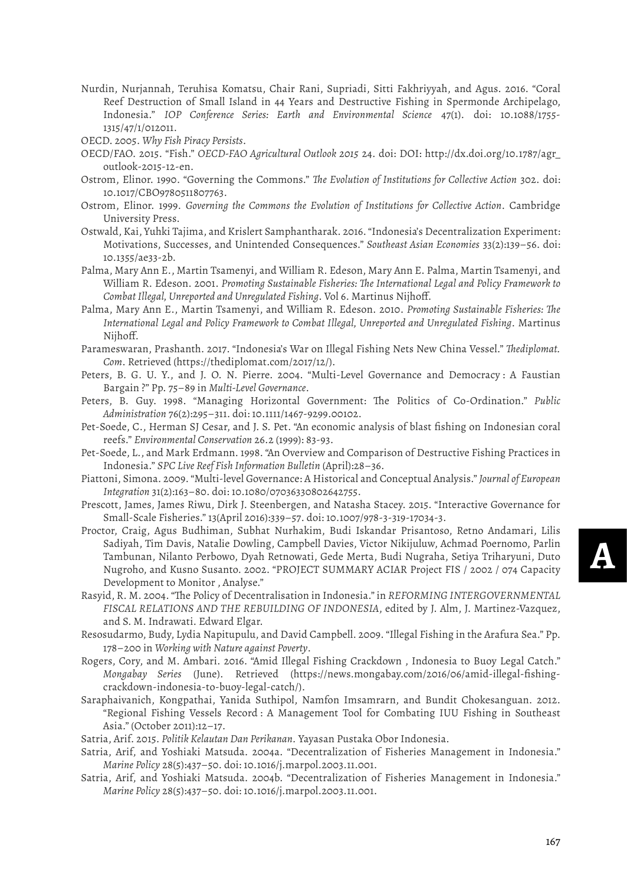Nurdin, Nurjannah, Teruhisa Komatsu, Chair Rani, Supriadi, Sitti Fakhriyyah, and Agus. 2016. "Coral Reef Destruction of Small Island in 44 Years and Destructive Fishing in Spermonde Archipelago, Indonesia." *IOP Conference Series: Earth and Environmental Science* 47(1). doi: 10.1088/1755-1315/47/1/012011.

OECD. 2005. *Why Fish Piracy Persists*.

OECD/FAO. 2015. "Fish." *OECD-FAO Agricultural Outlook 2015* 24. doi: DOI: http://dx.doi.org/10.1787/agr_outlook-2015-12-en.

Ostrom, Elinor. 1990. "Governing the Commons." *The Evolution of Institutions for Collective Action* 302. doi: 10.1017/CBO9780511807763.

Ostrom, Elinor. 1999. *Governing the Commons the Evolution of Institutions for Collective Action*. Cambridge University Press.

Ostwald, Kai, Yuhki Tajima, and Krislert Samphantharak. 2016. "Indonesia's Decentralization Experiment: Motivations, Successes, and Unintended Consequences." *Southeast Asian Economies* 33(2):139–56. doi: 10.1355/ae33-2b.

Palma, Mary Ann E., Martin Tsamenyi, and William R. Edeson, Mary Ann E. Palma, Martin Tsamenyi, and William R. Edeson. 2001. *Promoting Sustainable Fisheries: The International Legal and Policy Framework to Combat Illegal, Unreported and Unregulated Fishing*. Vol 6. Martinus Nijhoff.

Palma, Mary Ann E., Martin Tsamenyi, and William R. Edeson. 2010. *Promoting Sustainable Fisheries: The International Legal and Policy Framework to Combat Illegal, Unreported and Unregulated Fishing*. Martinus Nijhoff.

Parameswaran, Prashanth. 2017. "Indonesia's War on Illegal Fishing Nets New China Vessel." *Thediplomat.Com*. Retrieved (https://thediplomat.com/2017/12/).

Peters, B. G. U. Y., and J. O. N. Pierre. 2004. "Multi-Level Governance and Democracy : A Faustian Bargain ?" Pp. 75–89 in *Multi-Level Governance*.

Peters, B. Guy. 1998. "Managing Horizontal Government: The Politics of Co-Ordination." *Public Administration* 76(2):295–311. doi: 10.1111/1467-9299.00102.

Pet-Soede, C., Herman SJ Cesar, and J. S. Pet. "An economic analysis of blast fishing on Indonesian coral reefs." *Environmental Conservation* 26.2 (1999): 83-93.

Pet-Soede, L., and Mark Erdmann. 1998. "An Overview and Comparison of Destructive Fishing Practices in Indonesia." *SPC Live Reef Fish Information Bulletin* (April):28–36.

Piattoni, Simona. 2009. "Multi-level Governance: A Historical and Conceptual Analysis." *Journal of European Integration* 31(2):163–80. doi: 10.1080/07036330802642755.

Prescott, James, James Riwu, Dirk J. Steenbergen, and Natasha Stacey. 2015. "Interactive Governance for Small-Scale Fisheries." 13(April 2016):339–57. doi: 10.1007/978-3-319-17034-3.

Proctor, Craig, Agus Budhiman, Subhat Nurhakim, Budi Iskandar Prisantoso, Retno Andamari, Lilis Sadiyah, Tim Davis, Natalie Dowling, Campbell Davies, Victor Nikijuluw, Achmad Poernomo, Parlin Tambunan, Nilanto Perbowo, Dyah Retnowati, Gede Merta, Budi Nugraha, Setiya Triharyuni, Duto Nugroho, and Kusno Susanto. 2002. "PROJECT SUMMARY ACIAR Project FIS / 2002 / 074 Capacity Development to Monitor , Analyse."

Rasyid, R. M. 2004. "The Policy of Decentralisation in Indonesia." in *REFORMING INTERGOVERNMENTAL FISCAL RELATIONS AND THE REBUILDING OF INDONESIA*, edited by J. Alm, J. Martinez-Vazquez, and S. M. Indrawati. Edward Elgar.

Resosudarmo, Budy, Lydia Napitupulu, and David Campbell. 2009. "Illegal Fishing in the Arafura Sea." Pp. 178–200 in *Working with Nature against Poverty*.

Rogers, Cory, and M. Ambari. 2016. "Amid Illegal Fishing Crackdown , Indonesia to Buoy Legal Catch." *Mongabay Series* (June). Retrieved (https://news.mongabay.com/2016/06/amid-illegal-fishing-crackdown-indonesia-to-buoy-legal-catch/).

Saraphaivanich, Kongpathai, Yanida Suthipol, Namfon Imsamrarn, and Bundit Chokesanguan. 2012. "Regional Fishing Vessels Record : A Management Tool for Combating IUU Fishing in Southeast Asia." (October 2011):12–17.

Satria, Arif. 2015. *Politik Kelautan Dan Perikanan*. Yayasan Pustaka Obor Indonesia.

Satria, Arif, and Yoshiaki Matsuda. 2004a. "Decentralization of Fisheries Management in Indonesia." *Marine Policy* 28(5):437–50. doi: 10.1016/j.marpol.2003.11.001.

Satria, Arif, and Yoshiaki Matsuda. 2004b. "Decentralization of Fisheries Management in Indonesia." *Marine Policy* 28(5):437–50. doi: 10.1016/j.marpol.2003.11.001.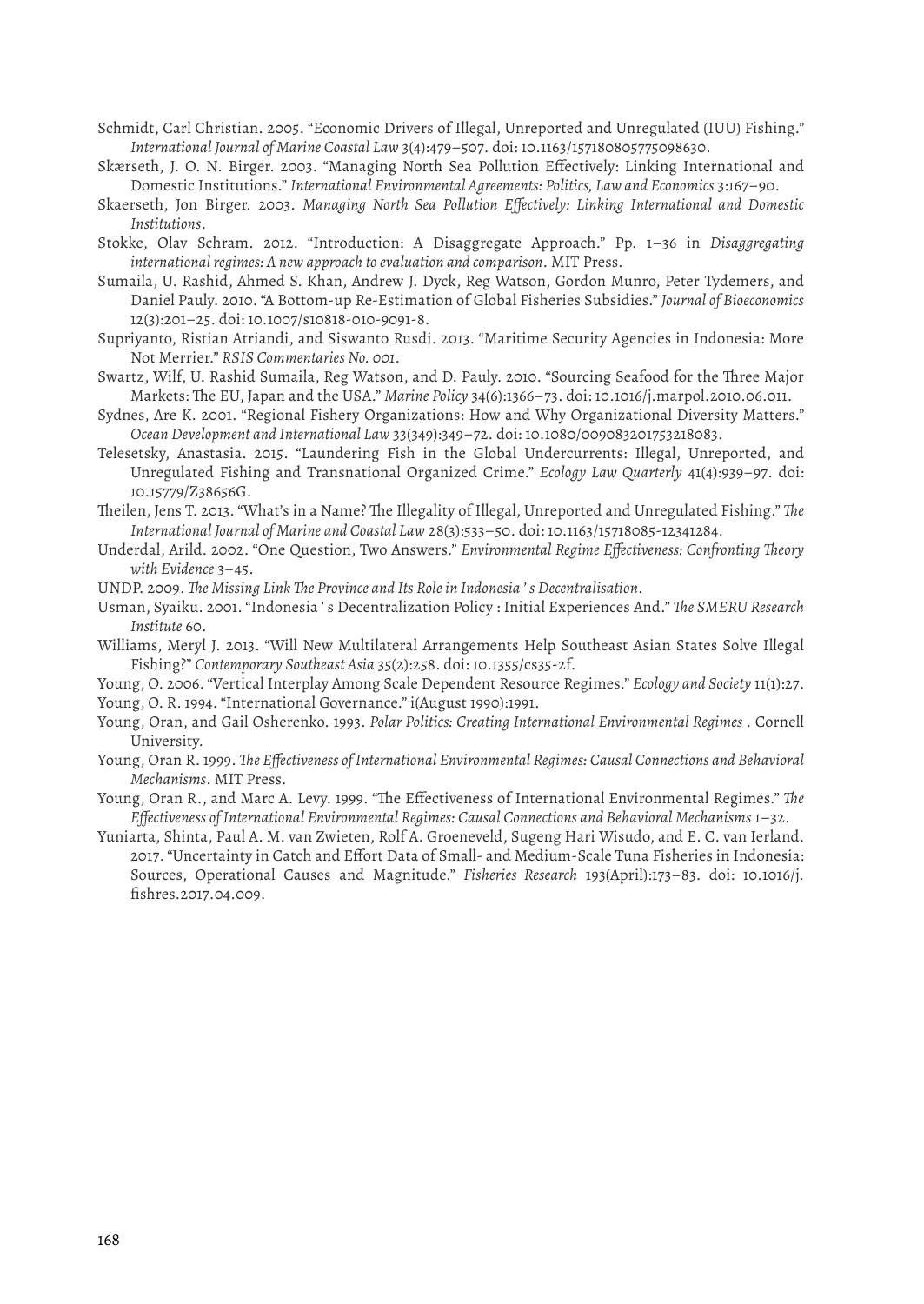Schmidt, Carl Christian. 2005. "Economic Drivers of Illegal, Unreported and Unregulated (IUU) Fishing." *International Journal of Marine Coastal Law* 3(4):479–507. doi: 10.1163/157180805775098630.

Skærseth, J. O. N. Birger. 2003. "Managing North Sea Pollution Effectively: Linking International and Domestic Institutions." *International Environmental Agreements: Politics, Law and Economics* 3:167–90.

Skaerseth, Jon Birger. 2003. *Managing North Sea Pollution Effectively: Linking International and Domestic Institutions*.

Stokke, Olav Schram. 2012. "Introduction: A Disaggregate Approach." Pp. 1–36 in *Disaggregating international regimes: A new approach to evaluation and comparison*. MIT Press.

Sumaila, U. Rashid, Ahmed S. Khan, Andrew J. Dyck, Reg Watson, Gordon Munro, Peter Tydemers, and Daniel Pauly. 2010. "A Bottom-up Re-Estimation of Global Fisheries Subsidies." *Journal of Bioeconomics* 12(3):201–25. doi: 10.1007/s10818-010-9091-8.

Supriyanto, Ristian Atriandi, and Siswanto Rusdi. 2013. "Maritime Security Agencies in Indonesia: More Not Merrier." *RSIS Commentaries No. 001*.

Swartz, Wilf, U. Rashid Sumaila, Reg Watson, and D. Pauly. 2010. "Sourcing Seafood for the Three Major Markets: The EU, Japan and the USA." *Marine Policy* 34(6):1366–73. doi: 10.1016/j.marpol.2010.06.011.

Sydnes, Are K. 2001. "Regional Fishery Organizations: How and Why Organizational Diversity Matters." *Ocean Development and International Law* 33(349):349–72. doi: 10.1080/009083201753218083.

Telesetsky, Anastasia. 2015. "Laundering Fish in the Global Undercurrents: Illegal, Unreported, and Unregulated Fishing and Transnational Organized Crime." *Ecology Law Quarterly* 41(4):939–97. doi: 10.15779/Z38656G.

Theilen, Jens T. 2013. "What's in a Name? The Illegality of Illegal, Unreported and Unregulated Fishing." *The International Journal of Marine and Coastal Law* 28(3):533–50. doi: 10.1163/15718085-12341284.

Underdal, Arild. 2002. "One Question, Two Answers." *Environmental Regime Effectiveness: Confronting Theory with Evidence* 3–45.

UNDP. 2009. *The Missing Link The Province and Its Role in Indonesia ' s Decentralisation*.

Usman, Syaiku. 2001. "Indonesia ' s Decentralization Policy : Initial Experiences And." *The SMERU Research Institute* 60.

Williams, Meryl J. 2013. "Will New Multilateral Arrangements Help Southeast Asian States Solve Illegal Fishing?" *Contemporary Southeast Asia* 35(2):258. doi: 10.1355/cs35-2f.

Young, O. 2006. "Vertical Interplay Among Scale Dependent Resource Regimes." *Ecology and Society* 11(1):27.

Young, O. R. 1994. "International Governance." i(August 1990):1991.

Young, Oran, and Gail Osherenko. 1993. *Polar Politics: Creating International Environmental Regimes* . Cornell University.

Young, Oran R. 1999. *The Effectiveness of International Environmental Regimes: Causal Connections and Behavioral Mechanisms*. MIT Press.

Young, Oran R., and Marc A. Levy. 1999. "The Effectiveness of International Environmental Regimes." *The Effectiveness of International Environmental Regimes: Causal Connections and Behavioral Mechanisms* 1–32.

Yuniarta, Shinta, Paul A. M. van Zwieten, Rolf A. Groeneveld, Sugeng Hari Wisudo, and E. C. van Ierland. 2017. "Uncertainty in Catch and Effort Data of Small- and Medium-Scale Tuna Fisheries in Indonesia: Sources, Operational Causes and Magnitude." *Fisheries Research* 193(April):173–83. doi: 10.1016/j.fishres.2017.04.009.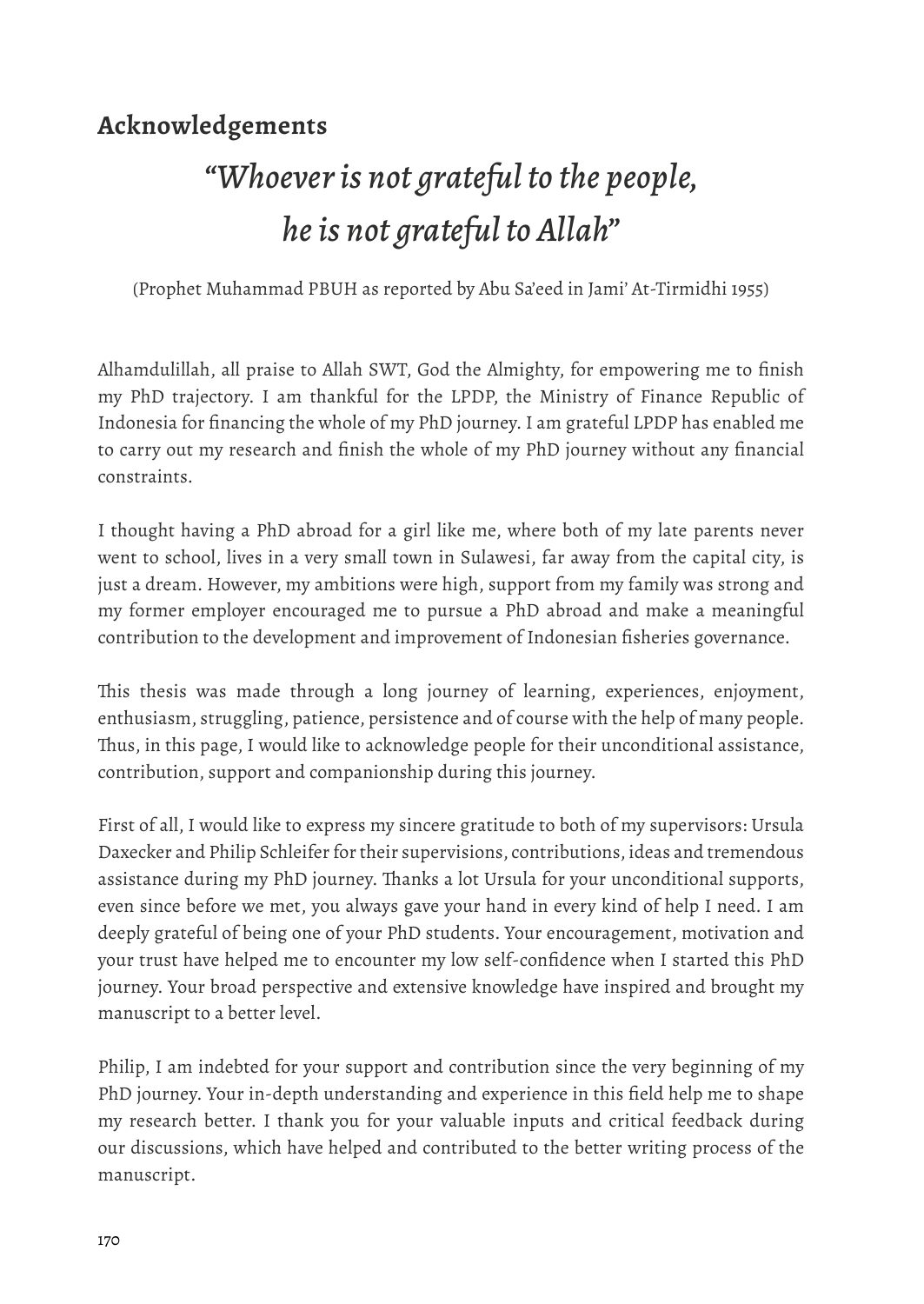## Acknowledgements

*"Whoever is not grateful to the people, he is not grateful to Allah"*

(Prophet Muhammad PBUH as reported by Abu Sa'eed in Jami' At-Tirmidhi 1955)

Alhamdulillah, all praise to Allah SWT, God the Almighty, for empowering me to finish my PhD trajectory. I am thankful for the LPDP, the Ministry of Finance Republic of Indonesia for financing the whole of my PhD journey. I am grateful LPDP has enabled me to carry out my research and finish the whole of my PhD journey without any financial constraints.

I thought having a PhD abroad for a girl like me, where both of my late parents never went to school, lives in a very small town in Sulawesi, far away from the capital city, is just a dream. However, my ambitions were high, support from my family was strong and my former employer encouraged me to pursue a PhD abroad and make a meaningful contribution to the development and improvement of Indonesian fisheries governance.

This thesis was made through a long journey of learning, experiences, enjoyment, enthusiasm, struggling, patience, persistence and of course with the help of many people. Thus, in this page, I would like to acknowledge people for their unconditional assistance, contribution, support and companionship during this journey.

First of all, I would like to express my sincere gratitude to both of my supervisors: Ursula Daxecker and Philip Schleifer for their supervisions, contributions, ideas and tremendous assistance during my PhD journey. Thanks a lot Ursula for your unconditional supports, even since before we met, you always gave your hand in every kind of help I need. I am deeply grateful of being one of your PhD students. Your encouragement, motivation and your trust have helped me to encounter my low self-confidence when I started this PhD journey. Your broad perspective and extensive knowledge have inspired and brought my manuscript to a better level.

Philip, I am indebted for your support and contribution since the very beginning of my PhD journey. Your in-depth understanding and experience in this field help me to shape my research better. I thank you for your valuable inputs and critical feedback during our discussions, which have helped and contributed to the better writing process of the manuscript.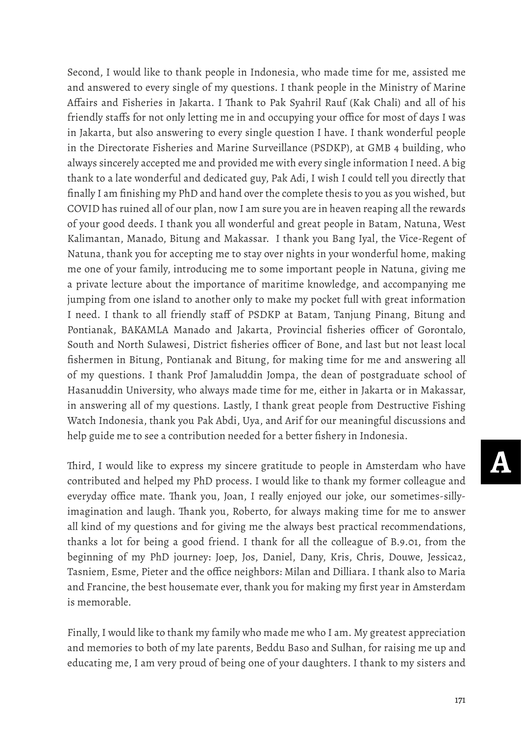Second, I would like to thank people in Indonesia, who made time for me, assisted me and answered to every single of my questions. I thank people in the Ministry of Marine Affairs and Fisheries in Jakarta. I Thank to Pak Syahril Rauf (Kak Chali) and all of his friendly staffs for not only letting me in and occupying your office for most of days I was in Jakarta, but also answering to every single question I have. I thank wonderful people in the Directorate Fisheries and Marine Surveillance (PSDKP), at GMB 4 building, who always sincerely accepted me and provided me with every single information I need. A big thank to a late wonderful and dedicated guy, Pak Adi, I wish I could tell you directly that finally I am finishing my PhD and hand over the complete thesis to you as you wished, but COVID has ruined all of our plan, now I am sure you are in heaven reaping all the rewards of your good deeds. I thank you all wonderful and great people in Batam, Natuna, West Kalimantan, Manado, Bitung and Makassar. I thank you Bang Iyal, the Vice-Regent of Natuna, thank you for accepting me to stay over nights in your wonderful home, making me one of your family, introducing me to some important people in Natuna, giving me a private lecture about the importance of maritime knowledge, and accompanying me jumping from one island to another only to make my pocket full with great information I need. I thank to all friendly staff of PSDKP at Batam, Tanjung Pinang, Bitung and Pontianak, BAKAMLA Manado and Jakarta, Provincial fisheries officer of Gorontalo, South and North Sulawesi, District fisheries officer of Bone, and last but not least local fishermen in Bitung, Pontianak and Bitung, for making time for me and answering all of my questions. I thank Prof Jamaluddin Jompa, the dean of postgraduate school of Hasanuddin University, who always made time for me, either in Jakarta or in Makassar, in answering all of my questions. Lastly, I thank great people from Destructive Fishing Watch Indonesia, thank you Pak Abdi, Uya, and Arif for our meaningful discussions and help guide me to see a contribution needed for a better fishery in Indonesia.

Third, I would like to express my sincere gratitude to people in Amsterdam who have contributed and helped my PhD process. I would like to thank my former colleague and everyday office mate. Thank you, Joan, I really enjoyed our joke, our sometimes-silly-imagination and laugh. Thank you, Roberto, for always making time for me to answer all kind of my questions and for giving me the always best practical recommendations, thanks a lot for being a good friend. I thank for all the colleague of B.9.01, from the beginning of my PhD journey: Joep, Jos, Daniel, Dany, Kris, Chris, Douwe, Jessica2, Tasniem, Esme, Pieter and the office neighbors: Milan and Dilliara. I thank also to Maria and Francine, the best housemate ever, thank you for making my first year in Amsterdam is memorable.

Finally, I would like to thank my family who made me who I am. My greatest appreciation and memories to both of my late parents, Beddu Baso and Sulhan, for raising me up and educating me, I am very proud of being one of your daughters. I thank to my sisters and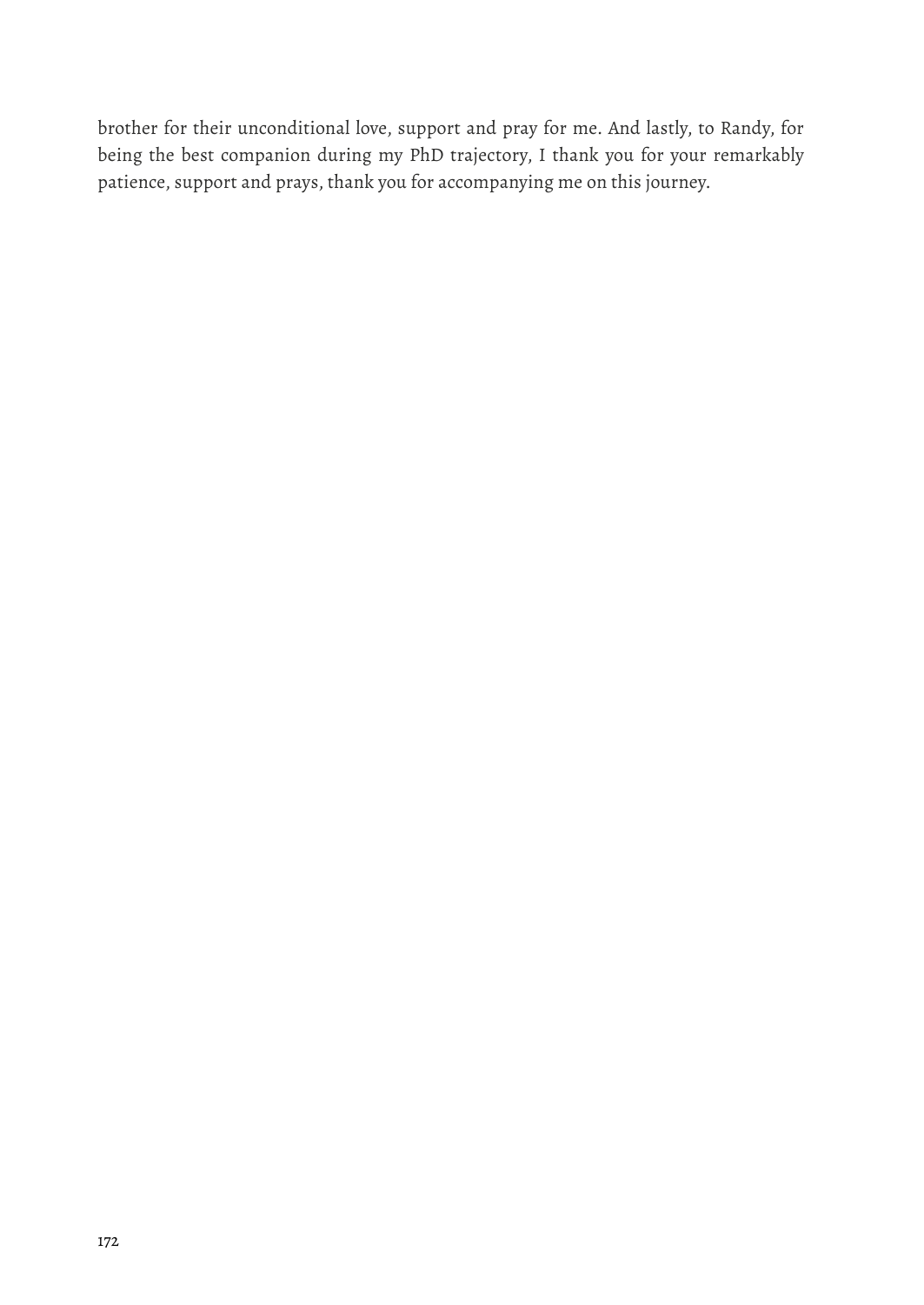brother for their unconditional love, support and pray for me. And lastly, to Randy, for being the best companion during my PhD trajectory, I thank you for your remarkably patience, support and prays, thank you for accompanying me on this journey.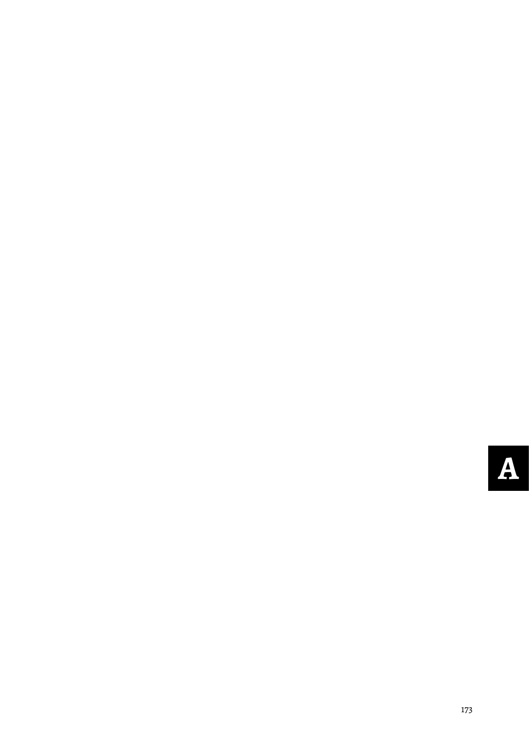A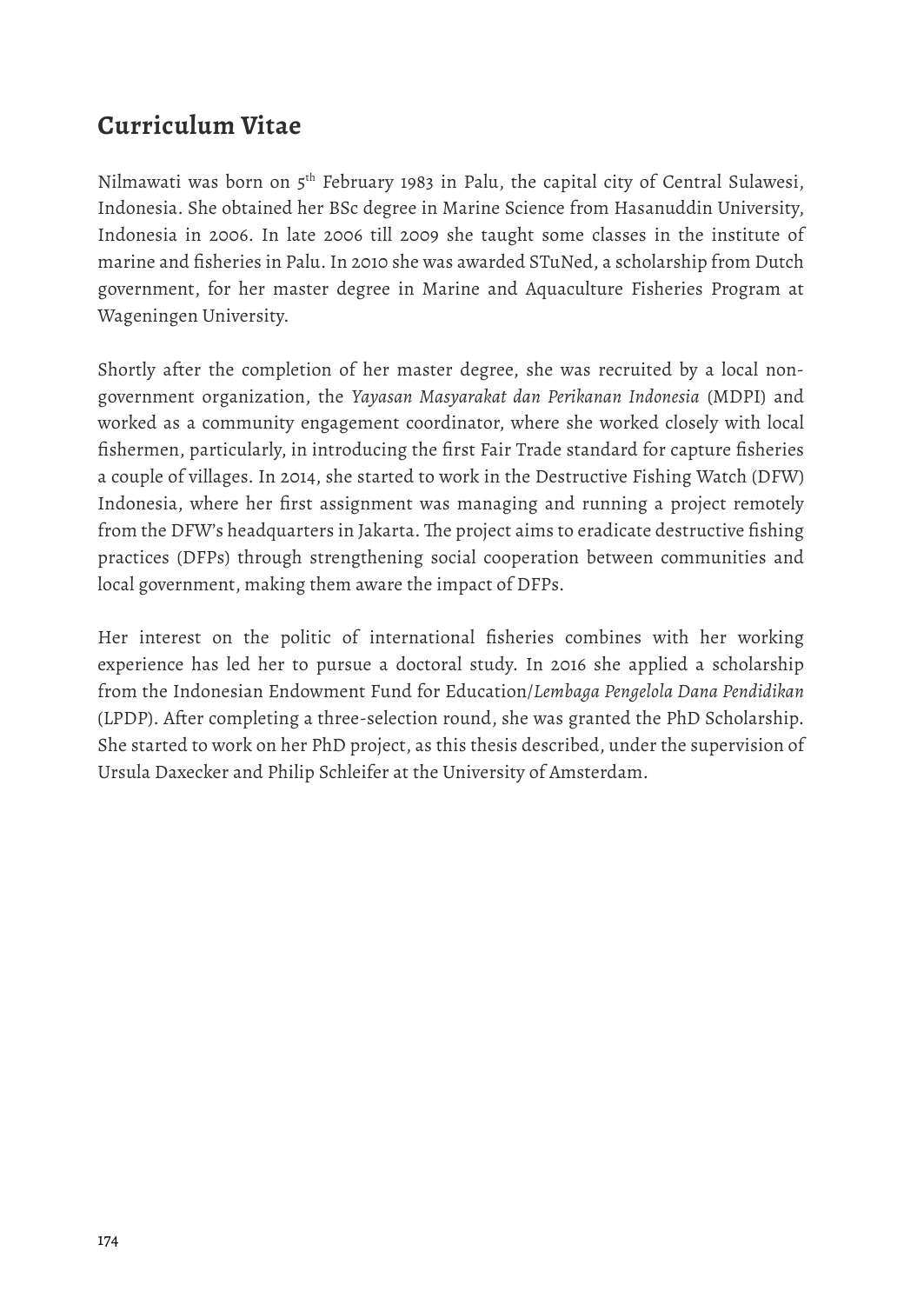## Curriculum Vitae

Nilmawati was born on 5th February 1983 in Palu, the capital city of Central Sulawesi, Indonesia. She obtained her BSc degree in Marine Science from Hasanuddin University, Indonesia in 2006. In late 2006 till 2009 she taught some classes in the institute of marine and fisheries in Palu. In 2010 she was awarded STuNed, a scholarship from Dutch government, for her master degree in Marine and Aquaculture Fisheries Program at Wageningen University.

Shortly after the completion of her master degree, she was recruited by a local non-government organization, the *Yayasan Masyarakat dan Perikanan Indonesia* (MDPI) and worked as a community engagement coordinator, where she worked closely with local fishermen, particularly, in introducing the first Fair Trade standard for capture fisheries a couple of villages. In 2014, she started to work in the Destructive Fishing Watch (DFW) Indonesia, where her first assignment was managing and running a project remotely from the DFW's headquarters in Jakarta. The project aims to eradicate destructive fishing practices (DFPs) through strengthening social cooperation between communities and local government, making them aware the impact of DFPs.

Her interest on the politic of international fisheries combines with her working experience has led her to pursue a doctoral study. In 2016 she applied a scholarship from the Indonesian Endowment Fund for Education/*Lembaga Pengelola Dana Pendidikan* (LPDP). After completing a three-selection round, she was granted the PhD Scholarship. She started to work on her PhD project, as this thesis described, under the supervision of Ursula Daxecker and Philip Schleifer at the University of Amsterdam.